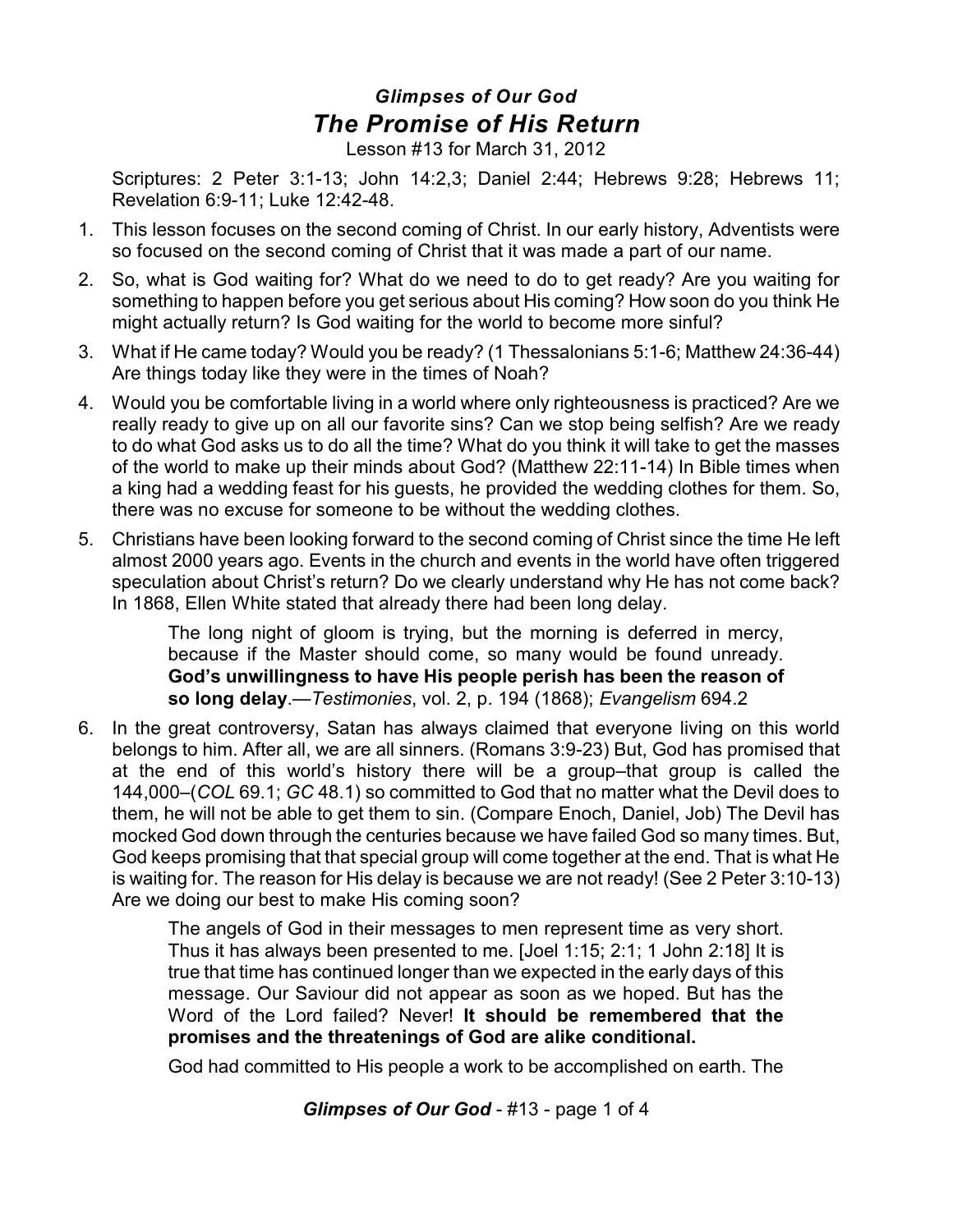### *Glimpses of Our God*

# *The Promise of His Return*

Lesson #13 for March 31, 2012

Scriptures: 2 Peter 3:1-13; John 14:2,3; Daniel 2:44; Hebrews 9:28; Hebrews 11; Revelation 6:9-11; Luke 12:42-48.

1. This lesson focuses on the second coming of Christ. In our early history, Adventists were so focused on the second coming of Christ that it was made a part of our name.
2. So, what is God waiting for? What do we need to do to get ready? Are you waiting for something to happen before you get serious about His coming? How soon do you think He might actually return? Is God waiting for the world to become more sinful?
3. What if He came today? Would you be ready? (1 Thessalonians 5:1-6; Matthew 24:36-44) Are things today like they were in the times of Noah?
4. Would you be comfortable living in a world where only righteousness is practiced? Are we really ready to give up on all our favorite sins? Can we stop being selfish? Are we ready to do what God asks us to do all the time? What do you think it will take to get the masses of the world to make up their minds about God? (Matthew 22:11-14) In Bible times when a king had a wedding feast for his guests, he provided the wedding clothes for them. So, there was no excuse for someone to be without the wedding clothes.
5. Christians have been looking forward to the second coming of Christ since the time He left almost 2000 years ago. Events in the church and events in the world have often triggered speculation about Christ's return? Do we clearly understand why He has not come back? In 1868, Ellen White stated that already there had been long delay.

   > The long night of gloom is trying, but the morning is deferred in mercy, because if the Master should come, so many would be found unready. **God's unwillingness to have His people perish has been the reason of so long delay**.—*Testimonies*, vol. 2, p. 194 (1868); *Evangelism* 694.2

6. In the great controversy, Satan has always claimed that everyone living on this world belongs to him. After all, we are all sinners. (Romans 3:9-23) But, God has promised that at the end of this world's history there will be a group–that group is called the 144,000–(*COL* 69.1; *GC* 48.1) so committed to God that no matter what the Devil does to them, he will not be able to get them to sin. (Compare Enoch, Daniel, Job) The Devil has mocked God down through the centuries because we have failed God so many times. But, God keeps promising that that special group will come together at the end. That is what He is waiting for. The reason for His delay is because we are not ready! (See 2 Peter 3:10-13) Are we doing our best to make His coming soon?

   > The angels of God in their messages to men represent time as very short. Thus it has always been presented to me. [Joel 1:15; 2:1; 1 John 2:18] It is true that time has continued longer than we expected in the early days of this message. Our Saviour did not appear as soon as we hoped. But has the Word of the Lord failed? Never! **It should be remembered that the promises and the threatenings of God are alike conditional.**
   >
   > God had committed to His people a work to be accomplished on earth. The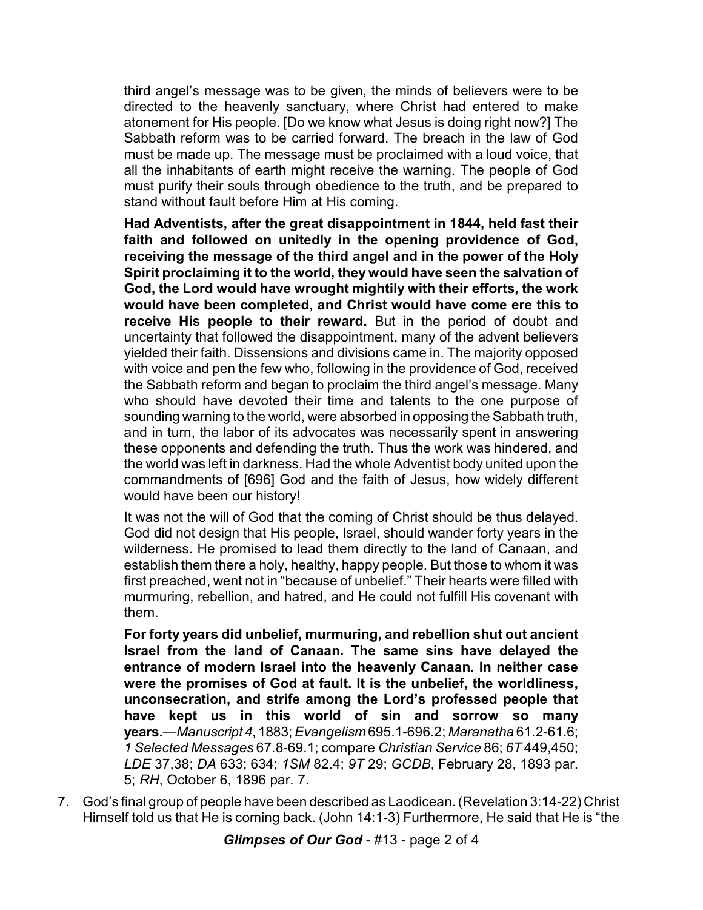third angel's message was to be given, the minds of believers were to be directed to the heavenly sanctuary, where Christ had entered to make atonement for His people. [Do we know what Jesus is doing right now?] The Sabbath reform was to be carried forward. The breach in the law of God must be made up. The message must be proclaimed with a loud voice, that all the inhabitants of earth might receive the warning. The people of God must purify their souls through obedience to the truth, and be prepared to stand without fault before Him at His coming.

**Had Adventists, after the great disappointment in 1844, held fast their faith and followed on unitedly in the opening providence of God, receiving the message of the third angel and in the power of the Holy Spirit proclaiming it to the world, they would have seen the salvation of God, the Lord would have wrought mightily with their efforts, the work would have been completed, and Christ would have come ere this to receive His people to their reward.** But in the period of doubt and uncertainty that followed the disappointment, many of the advent believers yielded their faith. Dissensions and divisions came in. The majority opposed with voice and pen the few who, following in the providence of God, received the Sabbath reform and began to proclaim the third angel's message. Many who should have devoted their time and talents to the one purpose of sounding warning to the world, were absorbed in opposing the Sabbath truth, and in turn, the labor of its advocates was necessarily spent in answering these opponents and defending the truth. Thus the work was hindered, and the world was left in darkness. Had the whole Adventist body united upon the commandments of [696] God and the faith of Jesus, how widely different would have been our history!

It was not the will of God that the coming of Christ should be thus delayed. God did not design that His people, Israel, should wander forty years in the wilderness. He promised to lead them directly to the land of Canaan, and establish them there a holy, healthy, happy people. But those to whom it was first preached, went not in "because of unbelief." Their hearts were filled with murmuring, rebellion, and hatred, and He could not fulfill His covenant with them.

**For forty years did unbelief, murmuring, and rebellion shut out ancient Israel from the land of Canaan. The same sins have delayed the entrance of modern Israel into the heavenly Canaan. In neither case were the promises of God at fault. It is the unbelief, the worldliness, unconsecration, and strife among the Lord's professed people that have kept us in this world of sin and sorrow so many years.**—*Manuscript 4*, 1883; *Evangelism* 695.1-696.2; *Maranatha* 61.2-61.6; *1 Selected Messages* 67.8-69.1; compare *Christian Service* 86; *6T* 449,450; *LDE* 37,38; *DA* 633; 634; *1SM* 82.4; *9T* 29; *GCDB*, February 28, 1893 par. 5; *RH*, October 6, 1896 par. 7.

7. God's final group of people have been described as Laodicean. (Revelation 3:14-22) Christ Himself told us that He is coming back. (John 14:1-3) Furthermore, He said that He is "the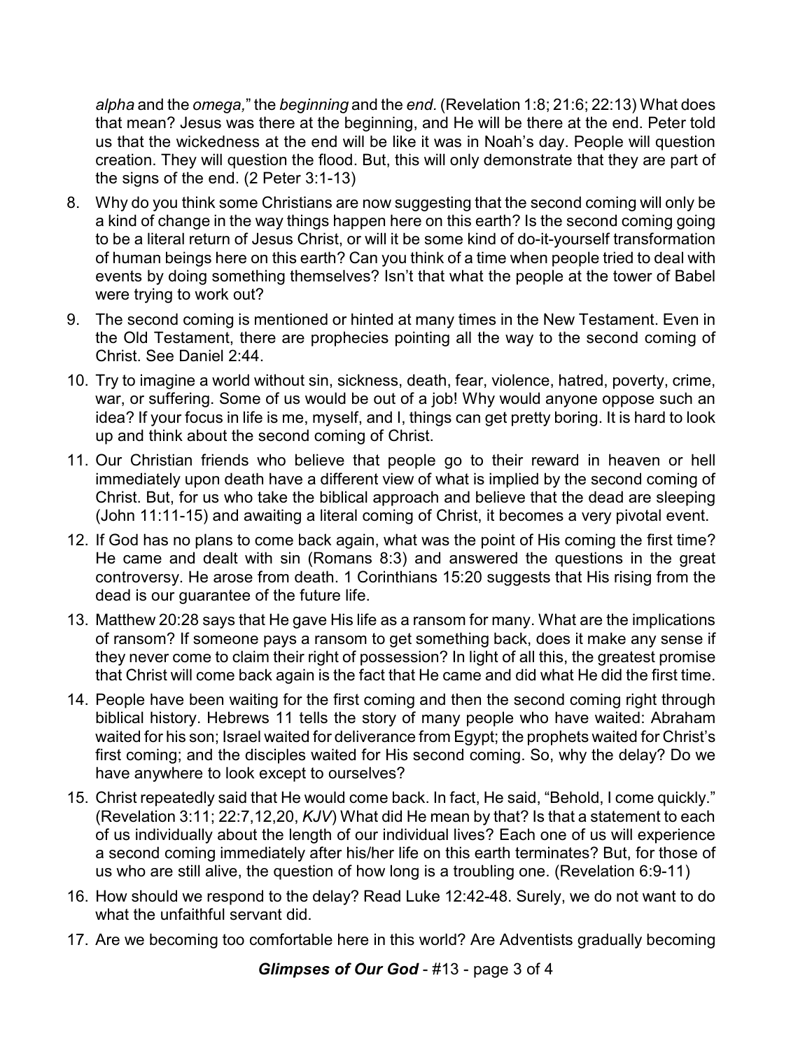*alpha* and the *omega,*" the *beginning* and the *end*. (Revelation 1:8; 21:6; 22:13) What does that mean? Jesus was there at the beginning, and He will be there at the end. Peter told us that the wickedness at the end will be like it was in Noah's day. People will question creation. They will question the flood. But, this will only demonstrate that they are part of the signs of the end. (2 Peter 3:1-13)

8. Why do you think some Christians are now suggesting that the second coming will only be a kind of change in the way things happen here on this earth? Is the second coming going to be a literal return of Jesus Christ, or will it be some kind of do-it-yourself transformation of human beings here on this earth? Can you think of a time when people tried to deal with events by doing something themselves? Isn't that what the people at the tower of Babel were trying to work out?
9. The second coming is mentioned or hinted at many times in the New Testament. Even in the Old Testament, there are prophecies pointing all the way to the second coming of Christ. See Daniel 2:44.
10. Try to imagine a world without sin, sickness, death, fear, violence, hatred, poverty, crime, war, or suffering. Some of us would be out of a job! Why would anyone oppose such an idea? If your focus in life is me, myself, and I, things can get pretty boring. It is hard to look up and think about the second coming of Christ.
11. Our Christian friends who believe that people go to their reward in heaven or hell immediately upon death have a different view of what is implied by the second coming of Christ. But, for us who take the biblical approach and believe that the dead are sleeping (John 11:11-15) and awaiting a literal coming of Christ, it becomes a very pivotal event.
12. If God has no plans to come back again, what was the point of His coming the first time? He came and dealt with sin (Romans 8:3) and answered the questions in the great controversy. He arose from death. 1 Corinthians 15:20 suggests that His rising from the dead is our guarantee of the future life.
13. Matthew 20:28 says that He gave His life as a ransom for many. What are the implications of ransom? If someone pays a ransom to get something back, does it make any sense if they never come to claim their right of possession? In light of all this, the greatest promise that Christ will come back again is the fact that He came and did what He did the first time.
14. People have been waiting for the first coming and then the second coming right through biblical history. Hebrews 11 tells the story of many people who have waited: Abraham waited for his son; Israel waited for deliverance from Egypt; the prophets waited for Christ's first coming; and the disciples waited for His second coming. So, why the delay? Do we have anywhere to look except to ourselves?
15. Christ repeatedly said that He would come back. In fact, He said, "Behold, I come quickly." (Revelation 3:11; 22:7,12,20, *KJV*) What did He mean by that? Is that a statement to each of us individually about the length of our individual lives? Each one of us will experience a second coming immediately after his/her life on this earth terminates? But, for those of us who are still alive, the question of how long is a troubling one. (Revelation 6:9-11)
16. How should we respond to the delay? Read Luke 12:42-48. Surely, we do not want to do what the unfaithful servant did.
17. Are we becoming too comfortable here in this world? Are Adventists gradually becoming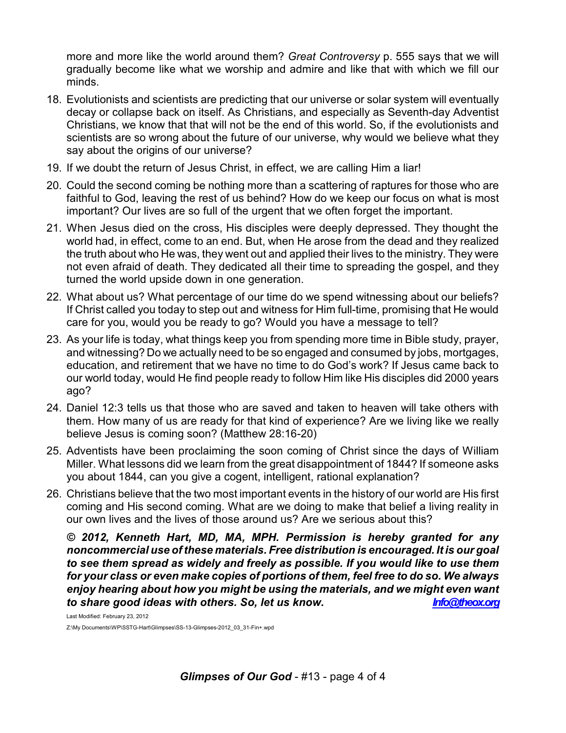more and more like the world around them? *Great Controversy* p. 555 says that we will gradually become like what we worship and admire and like that with which we fill our minds.

18. Evolutionists and scientists are predicting that our universe or solar system will eventually decay or collapse back on itself. As Christians, and especially as Seventh-day Adventist Christians, we know that that will not be the end of this world. So, if the evolutionists and scientists are so wrong about the future of our universe, why would we believe what they say about the origins of our universe?
19. If we doubt the return of Jesus Christ, in effect, we are calling Him a liar!
20. Could the second coming be nothing more than a scattering of raptures for those who are faithful to God, leaving the rest of us behind? How do we keep our focus on what is most important? Our lives are so full of the urgent that we often forget the important.
21. When Jesus died on the cross, His disciples were deeply depressed. They thought the world had, in effect, come to an end. But, when He arose from the dead and they realized the truth about who He was, they went out and applied their lives to the ministry. They were not even afraid of death. They dedicated all their time to spreading the gospel, and they turned the world upside down in one generation.
22. What about us? What percentage of our time do we spend witnessing about our beliefs? If Christ called you today to step out and witness for Him full-time, promising that He would care for you, would you be ready to go? Would you have a message to tell?
23. As your life is today, what things keep you from spending more time in Bible study, prayer, and witnessing? Do we actually need to be so engaged and consumed by jobs, mortgages, education, and retirement that we have no time to do God's work? If Jesus came back to our world today, would He find people ready to follow Him like His disciples did 2000 years ago?
24. Daniel 12:3 tells us that those who are saved and taken to heaven will take others with them. How many of us are ready for that kind of experience? Are we living like we really believe Jesus is coming soon? (Matthew 28:16-20)
25. Adventists have been proclaiming the soon coming of Christ since the days of William Miller. What lessons did we learn from the great disappointment of 1844? If someone asks you about 1844, can you give a cogent, intelligent, rational explanation?
26. Christians believe that the two most important events in the history of our world are His first coming and His second coming. What are we doing to make that belief a living reality in our own lives and the lives of those around us? Are we serious about this?

***© 2012, Kenneth Hart, MD, MA, MPH. Permission is hereby granted for any noncommercial use of these materials. Free distribution is encouraged. It is our goal to see them spread as widely and freely as possible. If you would like to use them for your class or even make copies of portions of them, feel free to do so. We always enjoy hearing about how you might be using the materials, and we might even want to share good ideas with others. So, let us know.*** ***Info@theox.org***

Last Modified: February 23, 2012

Z:\My Documents\WP\SSTG-Hart\Glimpses\SS-13-Glimpses-2012_03_31-Fin+.wpd